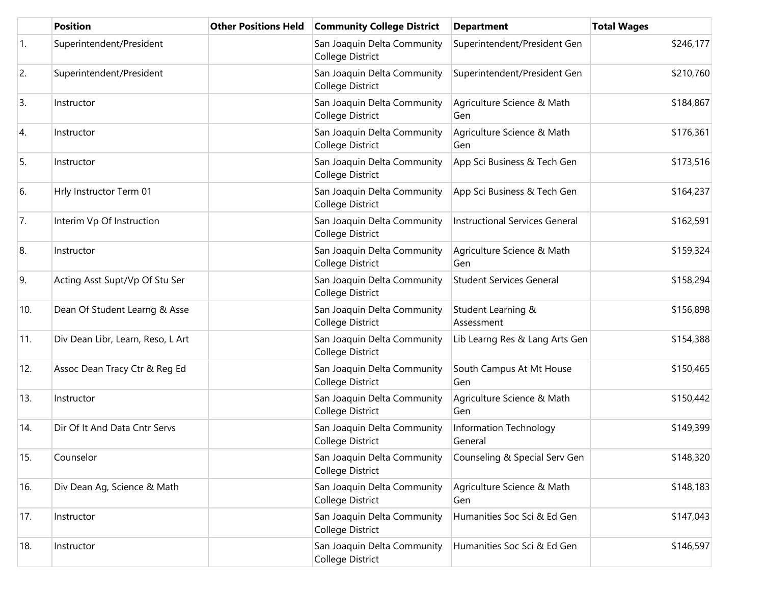| | Position | Other Positions Held | Community College District | Department | Total Wages |
|---|---|---|---|---|---|
| 1. | Superintendent/President | | San Joaquin Delta Community College District | Superintendent/President Gen | $246,177 |
| 2. | Superintendent/President | | San Joaquin Delta Community College District | Superintendent/President Gen | $210,760 |
| 3. | Instructor | | San Joaquin Delta Community College District | Agriculture Science & Math Gen | $184,867 |
| 4. | Instructor | | San Joaquin Delta Community College District | Agriculture Science & Math Gen | $176,361 |
| 5. | Instructor | | San Joaquin Delta Community College District | App Sci Business & Tech Gen | $173,516 |
| 6. | Hrly Instructor Term 01 | | San Joaquin Delta Community College District | App Sci Business & Tech Gen | $164,237 |
| 7. | Interim Vp Of Instruction | | San Joaquin Delta Community College District | Instructional Services General | $162,591 |
| 8. | Instructor | | San Joaquin Delta Community College District | Agriculture Science & Math Gen | $159,324 |
| 9. | Acting Asst Supt/Vp Of Stu Ser | | San Joaquin Delta Community College District | Student Services General | $158,294 |
| 10. | Dean Of Student Learng & Asse | | San Joaquin Delta Community College District | Student Learning & Assessment | $156,898 |
| 11. | Div Dean Libr, Learn, Reso, L Art | | San Joaquin Delta Community College District | Lib Learng Res & Lang Arts Gen | $154,388 |
| 12. | Assoc Dean Tracy Ctr & Reg Ed | | San Joaquin Delta Community College District | South Campus At Mt House Gen | $150,465 |
| 13. | Instructor | | San Joaquin Delta Community College District | Agriculture Science & Math Gen | $150,442 |
| 14. | Dir Of It And Data Cntr Servs | | San Joaquin Delta Community College District | Information Technology General | $149,399 |
| 15. | Counselor | | San Joaquin Delta Community College District | Counseling & Special Serv Gen | $148,320 |
| 16. | Div Dean Ag, Science & Math | | San Joaquin Delta Community College District | Agriculture Science & Math Gen | $148,183 |
| 17. | Instructor | | San Joaquin Delta Community College District | Humanities Soc Sci & Ed Gen | $147,043 |
| 18. | Instructor | | San Joaquin Delta Community College District | Humanities Soc Sci & Ed Gen | $146,597 |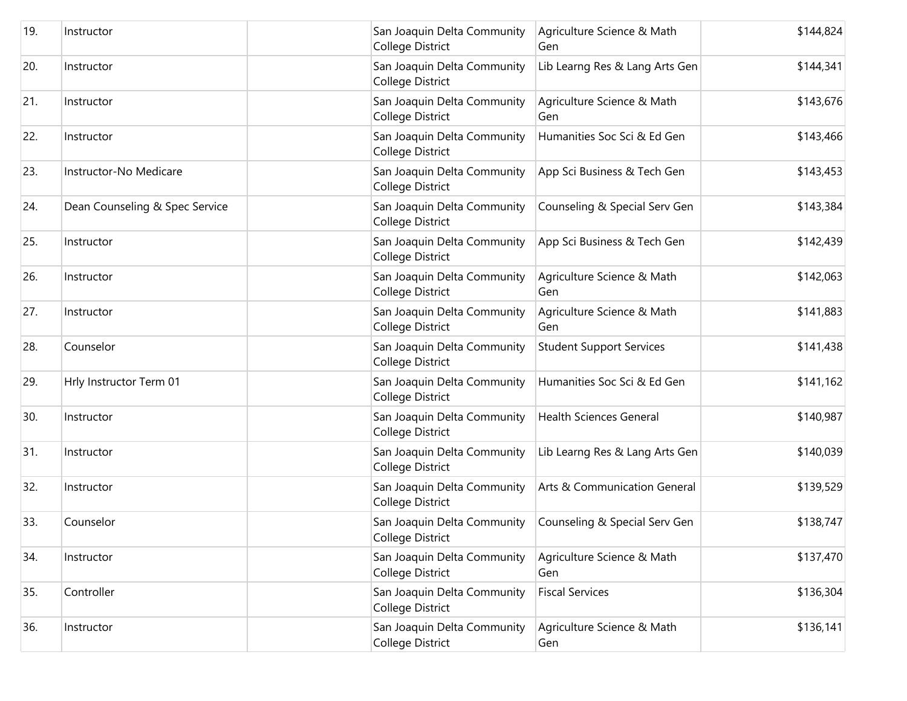| | | | | | |
|---|---|---|---|---|---|
| 19. | Instructor | | San Joaquin Delta Community College District | Agriculture Science & Math Gen | $144,824 |
| 20. | Instructor | | San Joaquin Delta Community College District | Lib Learng Res & Lang Arts Gen | $144,341 |
| 21. | Instructor | | San Joaquin Delta Community College District | Agriculture Science & Math Gen | $143,676 |
| 22. | Instructor | | San Joaquin Delta Community College District | Humanities Soc Sci & Ed Gen | $143,466 |
| 23. | Instructor-No Medicare | | San Joaquin Delta Community College District | App Sci Business & Tech Gen | $143,453 |
| 24. | Dean Counseling & Spec Service | | San Joaquin Delta Community College District | Counseling & Special Serv Gen | $143,384 |
| 25. | Instructor | | San Joaquin Delta Community College District | App Sci Business & Tech Gen | $142,439 |
| 26. | Instructor | | San Joaquin Delta Community College District | Agriculture Science & Math Gen | $142,063 |
| 27. | Instructor | | San Joaquin Delta Community College District | Agriculture Science & Math Gen | $141,883 |
| 28. | Counselor | | San Joaquin Delta Community College District | Student Support Services | $141,438 |
| 29. | Hrly Instructor Term 01 | | San Joaquin Delta Community College District | Humanities Soc Sci & Ed Gen | $141,162 |
| 30. | Instructor | | San Joaquin Delta Community College District | Health Sciences General | $140,987 |
| 31. | Instructor | | San Joaquin Delta Community College District | Lib Learng Res & Lang Arts Gen | $140,039 |
| 32. | Instructor | | San Joaquin Delta Community College District | Arts & Communication General | $139,529 |
| 33. | Counselor | | San Joaquin Delta Community College District | Counseling & Special Serv Gen | $138,747 |
| 34. | Instructor | | San Joaquin Delta Community College District | Agriculture Science & Math Gen | $137,470 |
| 35. | Controller | | San Joaquin Delta Community College District | Fiscal Services | $136,304 |
| 36. | Instructor | | San Joaquin Delta Community College District | Agriculture Science & Math Gen | $136,141 |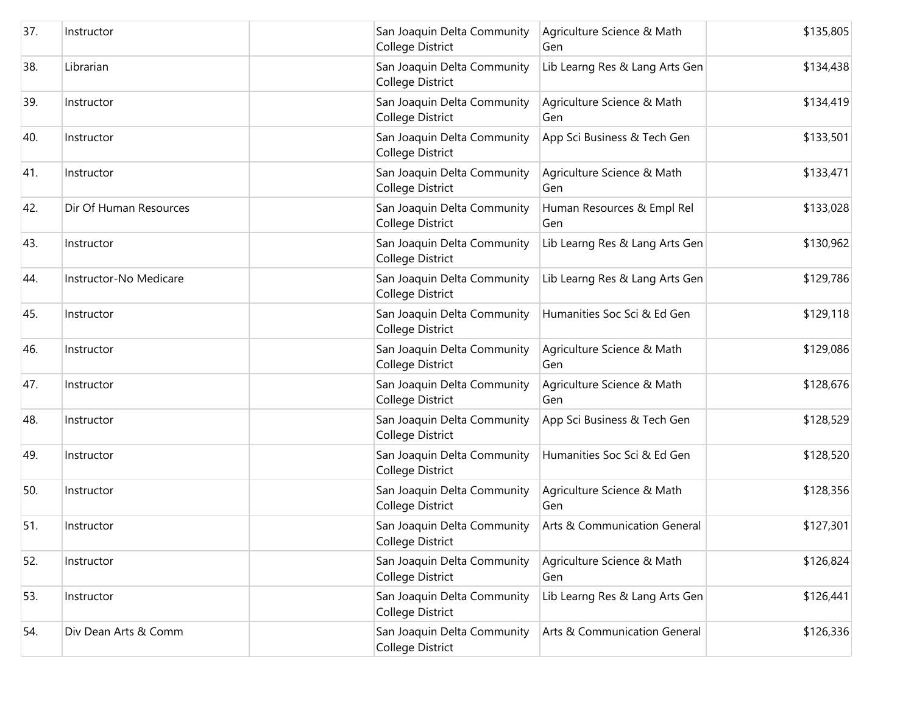| | | | | | |
|---|---|---|---|---|---|
| 37. | Instructor | | San Joaquin Delta Community College District | Agriculture Science & Math Gen | $135,805 |
| 38. | Librarian | | San Joaquin Delta Community College District | Lib Learng Res & Lang Arts Gen | $134,438 |
| 39. | Instructor | | San Joaquin Delta Community College District | Agriculture Science & Math Gen | $134,419 |
| 40. | Instructor | | San Joaquin Delta Community College District | App Sci Business & Tech Gen | $133,501 |
| 41. | Instructor | | San Joaquin Delta Community College District | Agriculture Science & Math Gen | $133,471 |
| 42. | Dir Of Human Resources | | San Joaquin Delta Community College District | Human Resources & Empl Rel Gen | $133,028 |
| 43. | Instructor | | San Joaquin Delta Community College District | Lib Learng Res & Lang Arts Gen | $130,962 |
| 44. | Instructor-No Medicare | | San Joaquin Delta Community College District | Lib Learng Res & Lang Arts Gen | $129,786 |
| 45. | Instructor | | San Joaquin Delta Community College District | Humanities Soc Sci & Ed Gen | $129,118 |
| 46. | Instructor | | San Joaquin Delta Community College District | Agriculture Science & Math Gen | $129,086 |
| 47. | Instructor | | San Joaquin Delta Community College District | Agriculture Science & Math Gen | $128,676 |
| 48. | Instructor | | San Joaquin Delta Community College District | App Sci Business & Tech Gen | $128,529 |
| 49. | Instructor | | San Joaquin Delta Community College District | Humanities Soc Sci & Ed Gen | $128,520 |
| 50. | Instructor | | San Joaquin Delta Community College District | Agriculture Science & Math Gen | $128,356 |
| 51. | Instructor | | San Joaquin Delta Community College District | Arts & Communication General | $127,301 |
| 52. | Instructor | | San Joaquin Delta Community College District | Agriculture Science & Math Gen | $126,824 |
| 53. | Instructor | | San Joaquin Delta Community College District | Lib Learng Res & Lang Arts Gen | $126,441 |
| 54. | Div Dean Arts & Comm | | San Joaquin Delta Community College District | Arts & Communication General | $126,336 |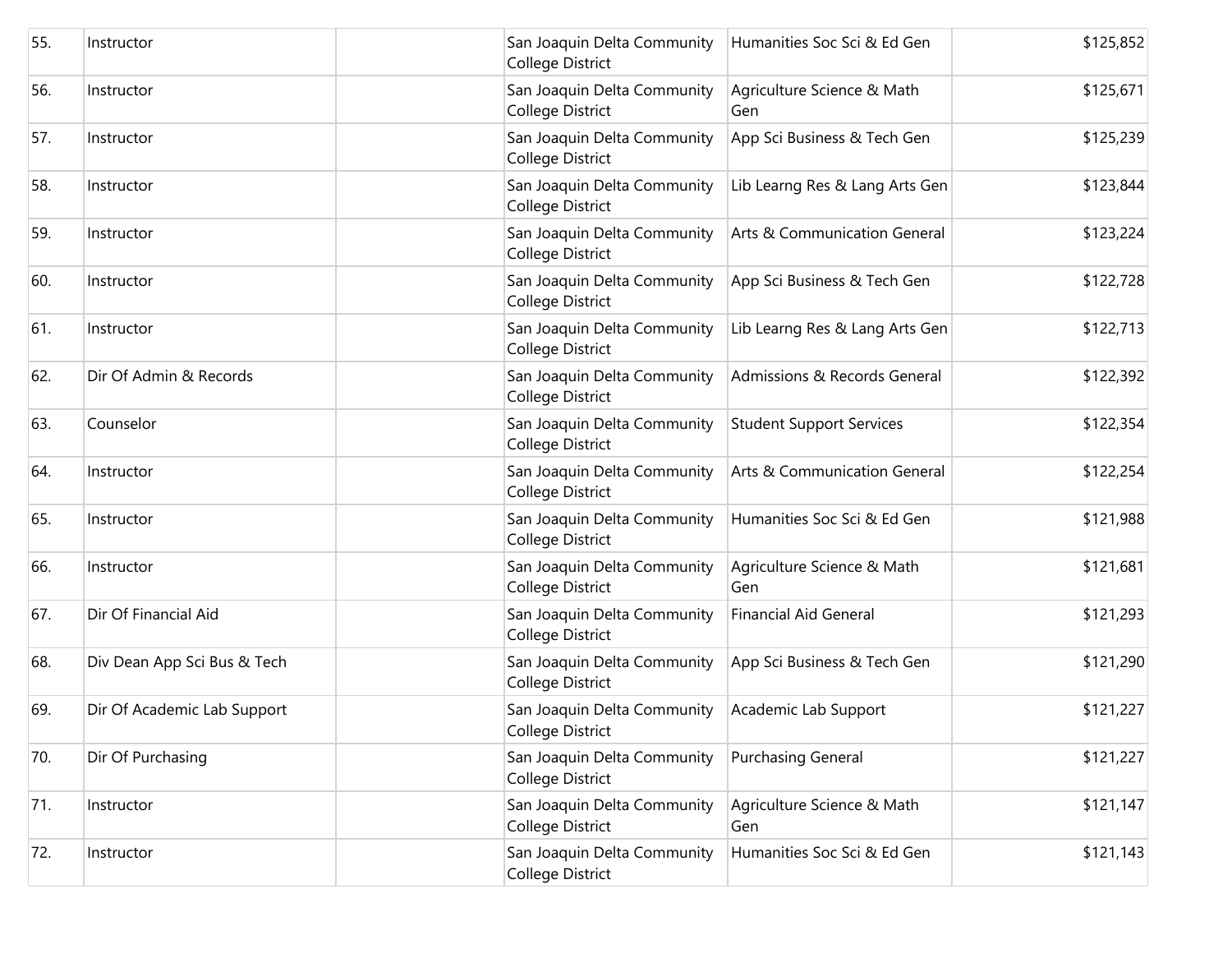| | | | | | |
|---|---|---|---|---|---|
| 55. | Instructor | | San Joaquin Delta Community College District | Humanities Soc Sci & Ed Gen | $125,852 |
| 56. | Instructor | | San Joaquin Delta Community College District | Agriculture Science & Math Gen | $125,671 |
| 57. | Instructor | | San Joaquin Delta Community College District | App Sci Business & Tech Gen | $125,239 |
| 58. | Instructor | | San Joaquin Delta Community College District | Lib Learng Res & Lang Arts Gen | $123,844 |
| 59. | Instructor | | San Joaquin Delta Community College District | Arts & Communication General | $123,224 |
| 60. | Instructor | | San Joaquin Delta Community College District | App Sci Business & Tech Gen | $122,728 |
| 61. | Instructor | | San Joaquin Delta Community College District | Lib Learng Res & Lang Arts Gen | $122,713 |
| 62. | Dir Of Admin & Records | | San Joaquin Delta Community College District | Admissions & Records General | $122,392 |
| 63. | Counselor | | San Joaquin Delta Community College District | Student Support Services | $122,354 |
| 64. | Instructor | | San Joaquin Delta Community College District | Arts & Communication General | $122,254 |
| 65. | Instructor | | San Joaquin Delta Community College District | Humanities Soc Sci & Ed Gen | $121,988 |
| 66. | Instructor | | San Joaquin Delta Community College District | Agriculture Science & Math Gen | $121,681 |
| 67. | Dir Of Financial Aid | | San Joaquin Delta Community College District | Financial Aid General | $121,293 |
| 68. | Div Dean App Sci Bus & Tech | | San Joaquin Delta Community College District | App Sci Business & Tech Gen | $121,290 |
| 69. | Dir Of Academic Lab Support | | San Joaquin Delta Community College District | Academic Lab Support | $121,227 |
| 70. | Dir Of Purchasing | | San Joaquin Delta Community College District | Purchasing General | $121,227 |
| 71. | Instructor | | San Joaquin Delta Community College District | Agriculture Science & Math Gen | $121,147 |
| 72. | Instructor | | San Joaquin Delta Community College District | Humanities Soc Sci & Ed Gen | $121,143 |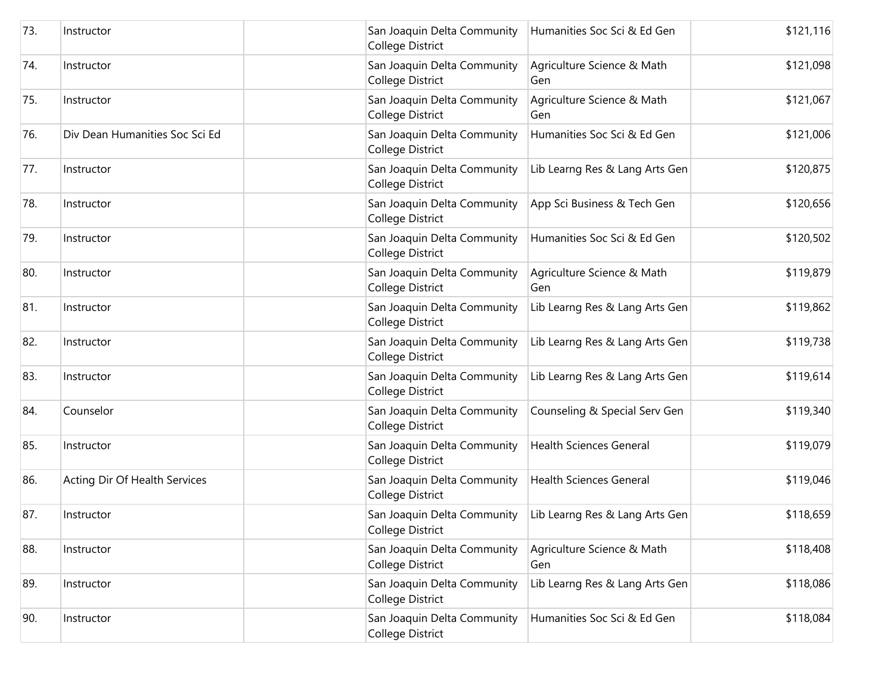| | | | | | |
|---|---|---|---|---|---|
| 73. | Instructor | | San Joaquin Delta Community College District | Humanities Soc Sci & Ed Gen | $121,116 |
| 74. | Instructor | | San Joaquin Delta Community College District | Agriculture Science & Math Gen | $121,098 |
| 75. | Instructor | | San Joaquin Delta Community College District | Agriculture Science & Math Gen | $121,067 |
| 76. | Div Dean Humanities Soc Sci Ed | | San Joaquin Delta Community College District | Humanities Soc Sci & Ed Gen | $121,006 |
| 77. | Instructor | | San Joaquin Delta Community College District | Lib Learng Res & Lang Arts Gen | $120,875 |
| 78. | Instructor | | San Joaquin Delta Community College District | App Sci Business & Tech Gen | $120,656 |
| 79. | Instructor | | San Joaquin Delta Community College District | Humanities Soc Sci & Ed Gen | $120,502 |
| 80. | Instructor | | San Joaquin Delta Community College District | Agriculture Science & Math Gen | $119,879 |
| 81. | Instructor | | San Joaquin Delta Community College District | Lib Learng Res & Lang Arts Gen | $119,862 |
| 82. | Instructor | | San Joaquin Delta Community College District | Lib Learng Res & Lang Arts Gen | $119,738 |
| 83. | Instructor | | San Joaquin Delta Community College District | Lib Learng Res & Lang Arts Gen | $119,614 |
| 84. | Counselor | | San Joaquin Delta Community College District | Counseling & Special Serv Gen | $119,340 |
| 85. | Instructor | | San Joaquin Delta Community College District | Health Sciences General | $119,079 |
| 86. | Acting Dir Of Health Services | | San Joaquin Delta Community College District | Health Sciences General | $119,046 |
| 87. | Instructor | | San Joaquin Delta Community College District | Lib Learng Res & Lang Arts Gen | $118,659 |
| 88. | Instructor | | San Joaquin Delta Community College District | Agriculture Science & Math Gen | $118,408 |
| 89. | Instructor | | San Joaquin Delta Community College District | Lib Learng Res & Lang Arts Gen | $118,086 |
| 90. | Instructor | | San Joaquin Delta Community College District | Humanities Soc Sci & Ed Gen | $118,084 |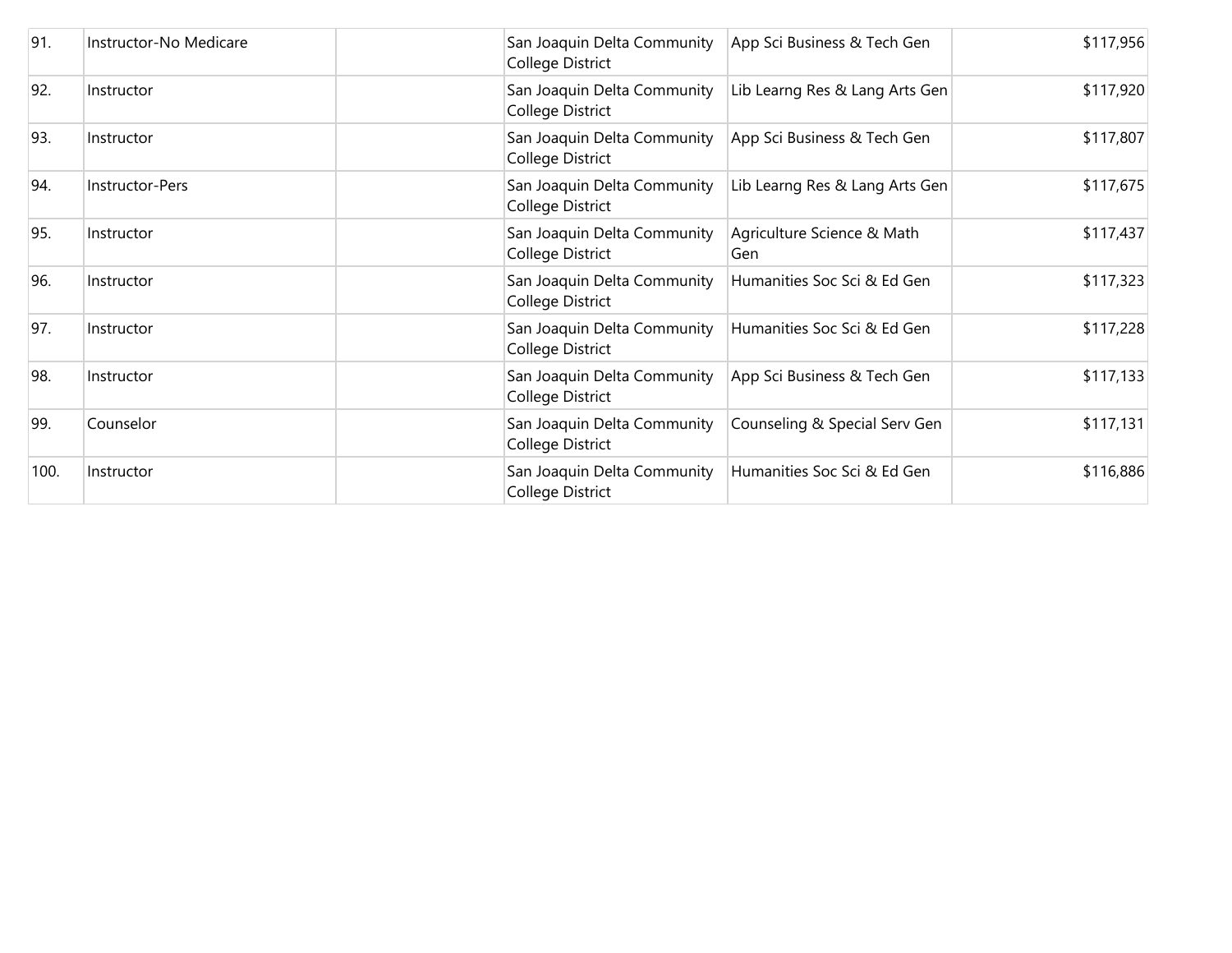| | | | | | |
|---|---|---|---|---|---|
| 91. | Instructor-No Medicare | | San Joaquin Delta Community College District | App Sci Business & Tech Gen | $117,956 |
| 92. | Instructor | | San Joaquin Delta Community College District | Lib Learng Res & Lang Arts Gen | $117,920 |
| 93. | Instructor | | San Joaquin Delta Community College District | App Sci Business & Tech Gen | $117,807 |
| 94. | Instructor-Pers | | San Joaquin Delta Community College District | Lib Learng Res & Lang Arts Gen | $117,675 |
| 95. | Instructor | | San Joaquin Delta Community College District | Agriculture Science & Math Gen | $117,437 |
| 96. | Instructor | | San Joaquin Delta Community College District | Humanities Soc Sci & Ed Gen | $117,323 |
| 97. | Instructor | | San Joaquin Delta Community College District | Humanities Soc Sci & Ed Gen | $117,228 |
| 98. | Instructor | | San Joaquin Delta Community College District | App Sci Business & Tech Gen | $117,133 |
| 99. | Counselor | | San Joaquin Delta Community College District | Counseling & Special Serv Gen | $117,131 |
| 100. | Instructor | | San Joaquin Delta Community College District | Humanities Soc Sci & Ed Gen | $116,886 |